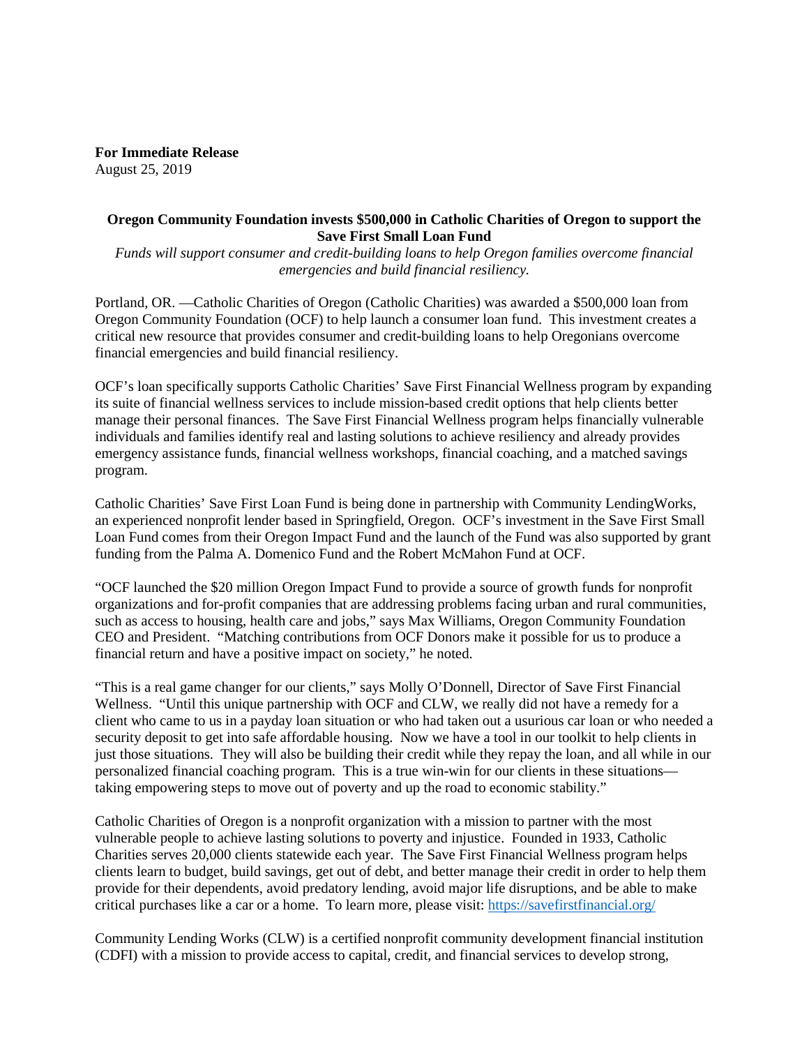**For Immediate Release**
August 25, 2019

**Oregon Community Foundation invests $500,000 in Catholic Charities of Oregon to support the Save First Small Loan Fund**

*Funds will support consumer and credit-building loans to help Oregon families overcome financial emergencies and build financial resiliency.*

Portland, OR. —Catholic Charities of Oregon (Catholic Charities) was awarded a $500,000 loan from Oregon Community Foundation (OCF) to help launch a consumer loan fund. This investment creates a critical new resource that provides consumer and credit-building loans to help Oregonians overcome financial emergencies and build financial resiliency.

OCF's loan specifically supports Catholic Charities' Save First Financial Wellness program by expanding its suite of financial wellness services to include mission-based credit options that help clients better manage their personal finances. The Save First Financial Wellness program helps financially vulnerable individuals and families identify real and lasting solutions to achieve resiliency and already provides emergency assistance funds, financial wellness workshops, financial coaching, and a matched savings program.

Catholic Charities' Save First Loan Fund is being done in partnership with Community LendingWorks, an experienced nonprofit lender based in Springfield, Oregon. OCF's investment in the Save First Small Loan Fund comes from their Oregon Impact Fund and the launch of the Fund was also supported by grant funding from the Palma A. Domenico Fund and the Robert McMahon Fund at OCF.

"OCF launched the $20 million Oregon Impact Fund to provide a source of growth funds for nonprofit organizations and for-profit companies that are addressing problems facing urban and rural communities, such as access to housing, health care and jobs," says Max Williams, Oregon Community Foundation CEO and President. "Matching contributions from OCF Donors make it possible for us to produce a financial return and have a positive impact on society," he noted.

"This is a real game changer for our clients," says Molly O'Donnell, Director of Save First Financial Wellness. "Until this unique partnership with OCF and CLW, we really did not have a remedy for a client who came to us in a payday loan situation or who had taken out a usurious car loan or who needed a security deposit to get into safe affordable housing. Now we have a tool in our toolkit to help clients in just those situations. They will also be building their credit while they repay the loan, and all while in our personalized financial coaching program. This is a true win-win for our clients in these situations—taking empowering steps to move out of poverty and up the road to economic stability."

Catholic Charities of Oregon is a nonprofit organization with a mission to partner with the most vulnerable people to achieve lasting solutions to poverty and injustice. Founded in 1933, Catholic Charities serves 20,000 clients statewide each year. The Save First Financial Wellness program helps clients learn to budget, build savings, get out of debt, and better manage their credit in order to help them provide for their dependents, avoid predatory lending, avoid major life disruptions, and be able to make critical purchases like a car or a home. To learn more, please visit: https://savefirstfinancial.org/

Community Lending Works (CLW) is a certified nonprofit community development financial institution (CDFI) with a mission to provide access to capital, credit, and financial services to develop strong,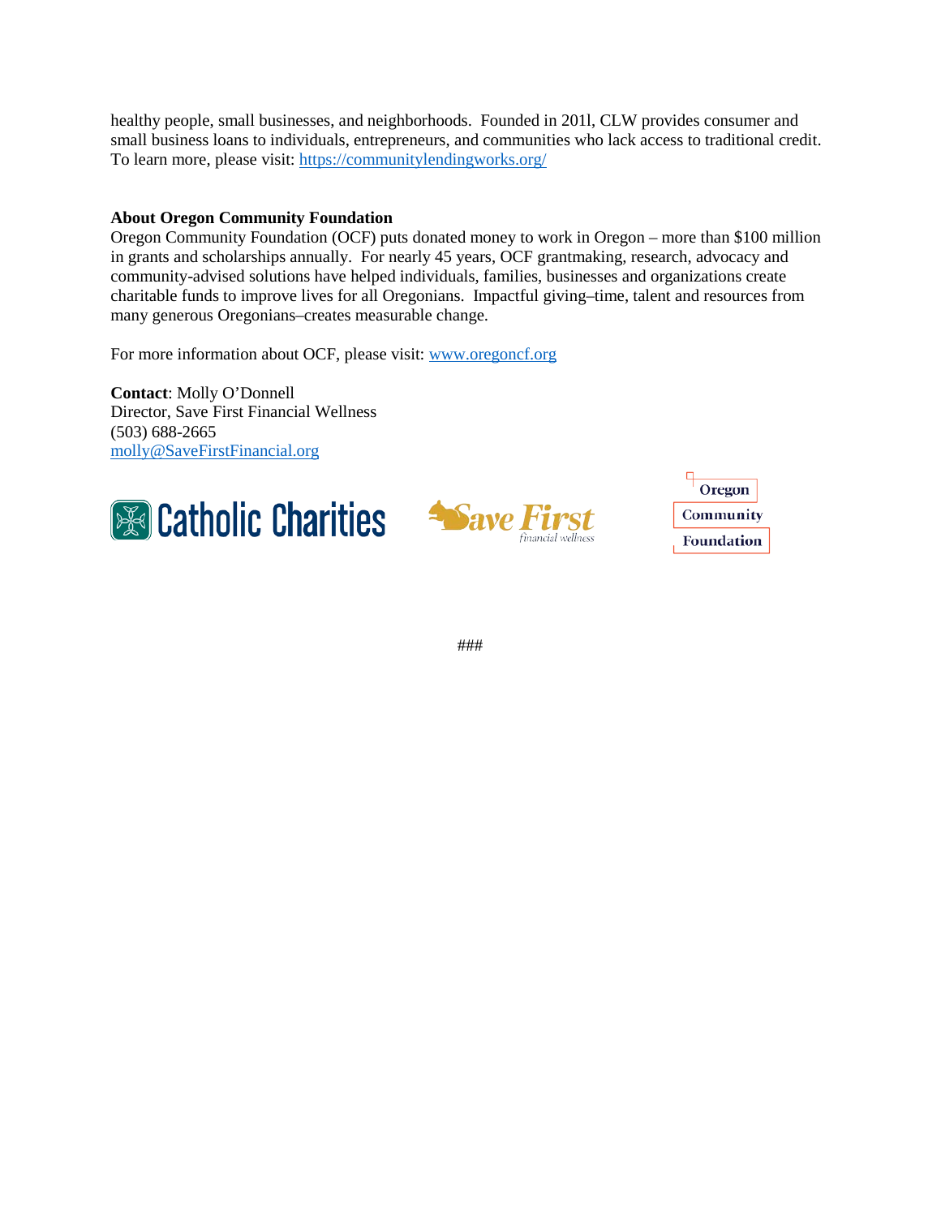healthy people, small businesses, and neighborhoods. Founded in 2011, CLW provides consumer and small business loans to individuals, entrepreneurs, and communities who lack access to traditional credit. To learn more, please visit: https://communitylendingworks.org/

**About Oregon Community Foundation**

Oregon Community Foundation (OCF) puts donated money to work in Oregon – more than $100 million in grants and scholarships annually. For nearly 45 years, OCF grantmaking, research, advocacy and community-advised solutions have helped individuals, families, businesses and organizations create charitable funds to improve lives for all Oregonians. Impactful giving–time, talent and resources from many generous Oregonians–creates measurable change.

For more information about OCF, please visit: www.oregoncf.org

**Contact**: Molly O'Donnell
Director, Save First Financial Wellness
(503) 688-2665
molly@SaveFirstFinancial.org

Catholic Charities

Save First financial wellness

Oregon Community Foundation

###